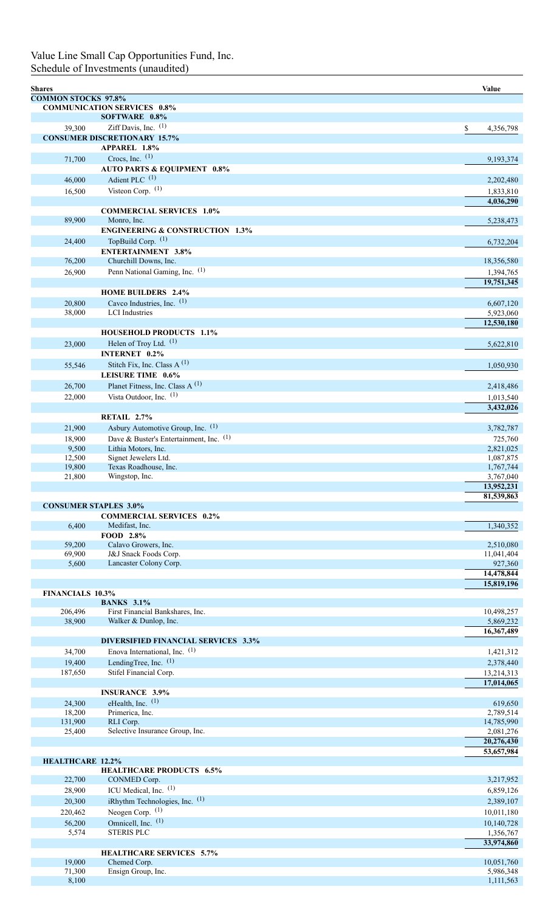Value Line Small Cap Opportunities Fund, Inc.
Schedule of Investments (unaudited)

| Shares | | Value |
|---|---|---|
| **COMMON STOCKS 97.8%** | | |
| **COMMUNICATION SERVICES 0.8%** | | |
| | **SOFTWARE 0.8%** | |
| 39,300 | Ziff Davis, Inc. (1) | $ 4,356,798 |
| **CONSUMER DISCRETIONARY 15.7%** | | |
| | **APPAREL 1.8%** | |
| 71,700 | Crocs, Inc. (1) | 9,193,374 |
| | **AUTO PARTS & EQUIPMENT 0.8%** | |
| 46,000 | Adient PLC (1) | 2,202,480 |
| 16,500 | Visteon Corp. (1) | 1,833,810 |
| | | **4,036,290** |
| | **COMMERCIAL SERVICES 1.0%** | |
| 89,900 | Monro, Inc. | 5,238,473 |
| | **ENGINEERING & CONSTRUCTION 1.3%** | |
| 24,400 | TopBuild Corp. (1) | 6,732,204 |
| | **ENTERTAINMENT 3.8%** | |
| 76,200 | Churchill Downs, Inc. | 18,356,580 |
| 26,900 | Penn National Gaming, Inc. (1) | 1,394,765 |
| | | **19,751,345** |
| | **HOME BUILDERS 2.4%** | |
| 20,800 | Cavco Industries, Inc. (1) | 6,607,120 |
| 38,000 | LCI Industries | 5,923,060 |
| | | **12,530,180** |
| | **HOUSEHOLD PRODUCTS 1.1%** | |
| 23,000 | Helen of Troy Ltd. (1) | 5,622,810 |
| | **INTERNET 0.2%** | |
| 55,546 | Stitch Fix, Inc. Class A (1) | 1,050,930 |
| | **LEISURE TIME 0.6%** | |
| 26,700 | Planet Fitness, Inc. Class A (1) | 2,418,486 |
| 22,000 | Vista Outdoor, Inc. (1) | 1,013,540 |
| | | **3,432,026** |
| | **RETAIL 2.7%** | |
| 21,900 | Asbury Automotive Group, Inc. (1) | 3,782,787 |
| 18,900 | Dave & Buster's Entertainment, Inc. (1) | 725,760 |
| 9,500 | Lithia Motors, Inc. | 2,821,025 |
| 12,500 | Signet Jewelers Ltd. | 1,087,875 |
| 19,800 | Texas Roadhouse, Inc. | 1,767,744 |
| 21,800 | Wingstop, Inc. | 3,767,040 |
| | | **13,952,231** |
| | | **81,539,863** |
| **CONSUMER STAPLES 3.0%** | | |
| | **COMMERCIAL SERVICES 0.2%** | |
| 6,400 | Medifast, Inc. | 1,340,352 |
| | **FOOD 2.8%** | |
| 59,200 | Calavo Growers, Inc. | 2,510,080 |
| 69,900 | J&J Snack Foods Corp. | 11,041,404 |
| 5,600 | Lancaster Colony Corp. | 927,360 |
| | | **14,478,844** |
| | | **15,819,196** |
| **FINANCIALS 10.3%** | | |
| | **BANKS 3.1%** | |
| 206,496 | First Financial Bankshares, Inc. | 10,498,257 |
| 38,900 | Walker & Dunlop, Inc. | 5,869,232 |
| | | **16,367,489** |
| | **DIVERSIFIED FINANCIAL SERVICES 3.3%** | |
| 34,700 | Enova International, Inc. (1) | 1,421,312 |
| 19,400 | LendingTree, Inc. (1) | 2,378,440 |
| 187,650 | Stifel Financial Corp. | 13,214,313 |
| | | **17,014,065** |
| | **INSURANCE 3.9%** | |
| 24,300 | eHealth, Inc. (1) | 619,650 |
| 18,200 | Primerica, Inc. | 2,789,514 |
| 131,900 | RLI Corp. | 14,785,990 |
| 25,400 | Selective Insurance Group, Inc. | 2,081,276 |
| | | **20,276,430** |
| | | **53,657,984** |
| **HEALTHCARE 12.2%** | | |
| | **HEALTHCARE PRODUCTS 6.5%** | |
| 22,700 | CONMED Corp. | 3,217,952 |
| 28,900 | ICU Medical, Inc. (1) | 6,859,126 |
| 20,300 | iRhythm Technologies, Inc. (1) | 2,389,107 |
| 220,462 | Neogen Corp. (1) | 10,011,180 |
| 56,200 | Omnicell, Inc. (1) | 10,140,728 |
| 5,574 | STERIS PLC | 1,356,767 |
| | | **33,974,860** |
| | **HEALTHCARE SERVICES 5.7%** | |
| 19,000 | Chemed Corp. | 10,051,760 |
| 71,300 | Ensign Group, Inc. | 5,986,348 |
| 8,100 | | 1,111,563 |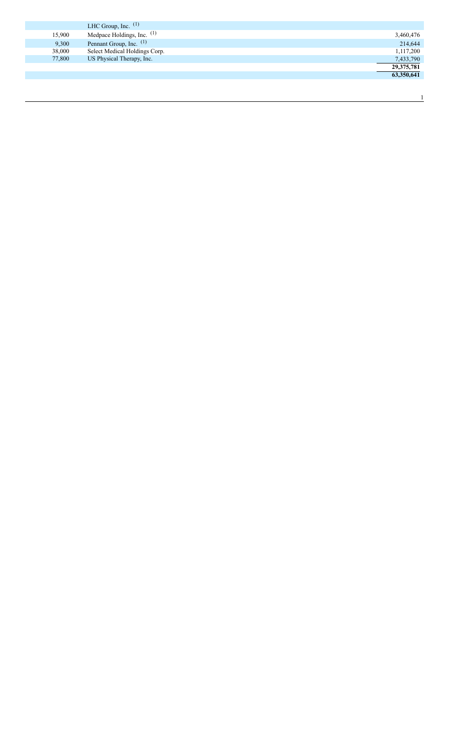| | | |
|---|---|---|
| | LHC Group, Inc. [1] | |
| 15,900 | Medpace Holdings, Inc. [1] | 3,460,476 |
| 9,300 | Pennant Group, Inc. [1] | 214,644 |
| 38,000 | Select Medical Holdings Corp. | 1,117,200 |
| 77,800 | US Physical Therapy, Inc. | 7,433,790 |
| | | **29,375,781** |
| | | **63,350,641** |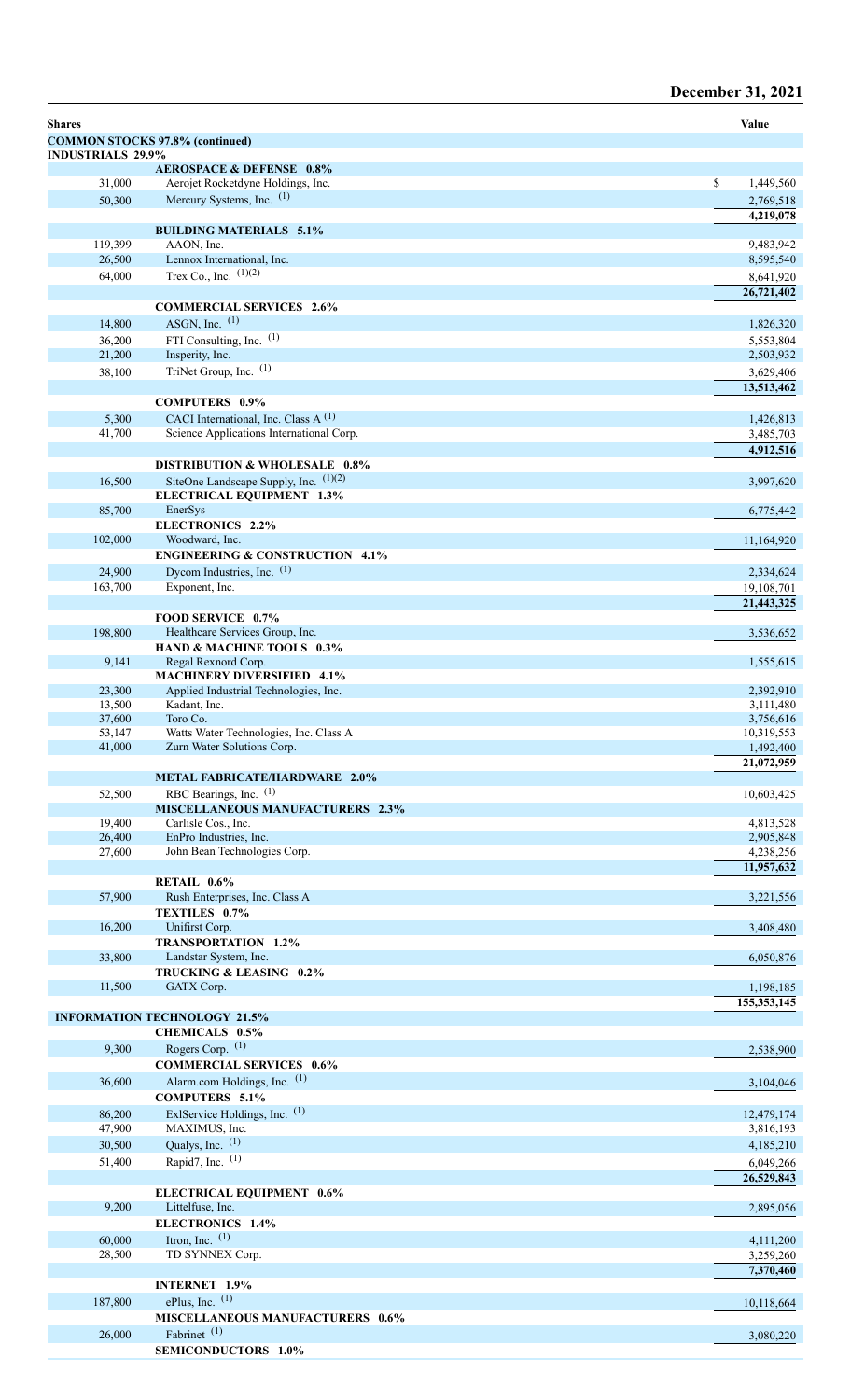**December 31, 2021**

| Shares | | Value |
|---|---|---|
| **COMMON STOCKS 97.8% (continued)** | | |
| **INDUSTRIALS 29.9%** | | |
| | **AEROSPACE & DEFENSE 0.8%** | |
| 31,000 | Aerojet Rocketdyne Holdings, Inc. | $ 1,449,560 |
| 50,300 | Mercury Systems, Inc. (1) | 2,769,518 |
| | | **4,219,078** |
| | **BUILDING MATERIALS 5.1%** | |
| 119,399 | AAON, Inc. | 9,483,942 |
| 26,500 | Lennox International, Inc. | 8,595,540 |
| 64,000 | Trex Co., Inc. (1)(2) | 8,641,920 |
| | | **26,721,402** |
| | **COMMERCIAL SERVICES 2.6%** | |
| 14,800 | ASGN, Inc. (1) | 1,826,320 |
| 36,200 | FTI Consulting, Inc. (1) | 5,553,804 |
| 21,200 | Insperity, Inc. | 2,503,932 |
| 38,100 | TriNet Group, Inc. (1) | 3,629,406 |
| | | **13,513,462** |
| | **COMPUTERS 0.9%** | |
| 5,300 | CACI International, Inc. Class A (1) | 1,426,813 |
| 41,700 | Science Applications International Corp. | 3,485,703 |
| | | **4,912,516** |
| | **DISTRIBUTION & WHOLESALE 0.8%** | |
| 16,500 | SiteOne Landscape Supply, Inc. (1)(2) | 3,997,620 |
| | **ELECTRICAL EQUIPMENT 1.3%** | |
| 85,700 | EnerSys | 6,775,442 |
| | **ELECTRONICS 2.2%** | |
| 102,000 | Woodward, Inc. | 11,164,920 |
| | **ENGINEERING & CONSTRUCTION 4.1%** | |
| 24,900 | Dycom Industries, Inc. (1) | 2,334,624 |
| 163,700 | Exponent, Inc. | 19,108,701 |
| | | **21,443,325** |
| | **FOOD SERVICE 0.7%** | |
| 198,800 | Healthcare Services Group, Inc. | 3,536,652 |
| | **HAND & MACHINE TOOLS 0.3%** | |
| 9,141 | Regal Rexnord Corp. | 1,555,615 |
| | **MACHINERY DIVERSIFIED 4.1%** | |
| 23,300 | Applied Industrial Technologies, Inc. | 2,392,910 |
| 13,500 | Kadant, Inc. | 3,111,480 |
| 37,600 | Toro Co. | 3,756,616 |
| 53,147 | Watts Water Technologies, Inc. Class A | 10,319,553 |
| 41,000 | Zurn Water Solutions Corp. | 1,492,400 |
| | | **21,072,959** |
| | **METAL FABRICATE/HARDWARE 2.0%** | |
| 52,500 | RBC Bearings, Inc. (1) | 10,603,425 |
| | **MISCELLANEOUS MANUFACTURERS 2.3%** | |
| 19,400 | Carlisle Cos., Inc. | 4,813,528 |
| 26,400 | EnPro Industries, Inc. | 2,905,848 |
| 27,600 | John Bean Technologies Corp. | 4,238,256 |
| | | **11,957,632** |
| | **RETAIL 0.6%** | |
| 57,900 | Rush Enterprises, Inc. Class A | 3,221,556 |
| | **TEXTILES 0.7%** | |
| 16,200 | Unifirst Corp. | 3,408,480 |
| | **TRANSPORTATION 1.2%** | |
| 33,800 | Landstar System, Inc. | 6,050,876 |
| | **TRUCKING & LEASING 0.2%** | |
| 11,500 | GATX Corp. | 1,198,185 |
| | | **155,353,145** |
| **INFORMATION TECHNOLOGY 21.5%** | | |
| | **CHEMICALS 0.5%** | |
| 9,300 | Rogers Corp. (1) | 2,538,900 |
| | **COMMERCIAL SERVICES 0.6%** | |
| 36,600 | Alarm.com Holdings, Inc. (1) | 3,104,046 |
| | **COMPUTERS 5.1%** | |
| 86,200 | ExlService Holdings, Inc. (1) | 12,479,174 |
| 47,900 | MAXIMUS, Inc. | 3,816,193 |
| 30,500 | Qualys, Inc. (1) | 4,185,210 |
| 51,400 | Rapid7, Inc. (1) | 6,049,266 |
| | | **26,529,843** |
| | **ELECTRICAL EQUIPMENT 0.6%** | |
| 9,200 | Littelfuse, Inc. | 2,895,056 |
| | **ELECTRONICS 1.4%** | |
| 60,000 | Itron, Inc. (1) | 4,111,200 |
| 28,500 | TD SYNNEX Corp. | 3,259,260 |
| | | **7,370,460** |
| | **INTERNET 1.9%** | |
| 187,800 | ePlus, Inc. (1) | 10,118,664 |
| | **MISCELLANEOUS MANUFACTURERS 0.6%** | |
| 26,000 | Fabrinet (1) | 3,080,220 |
| | **SEMICONDUCTORS 1.0%** | |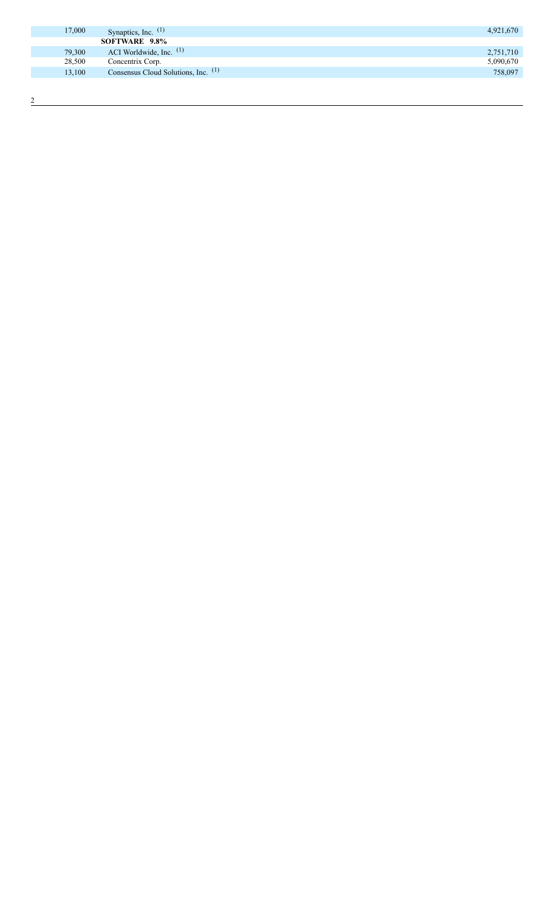| | | |
|---|---|---|
| 17,000 | Synaptics, Inc. [(1)] | 4,921,670 |
| | **SOFTWARE 9.8%** | |
| 79,300 | ACI Worldwide, Inc. [(1)] | 2,751,710 |
| 28,500 | Concentrix Corp. | 5,090,670 |
| 13,100 | Consensus Cloud Solutions, Inc. [(1)] | 758,097 |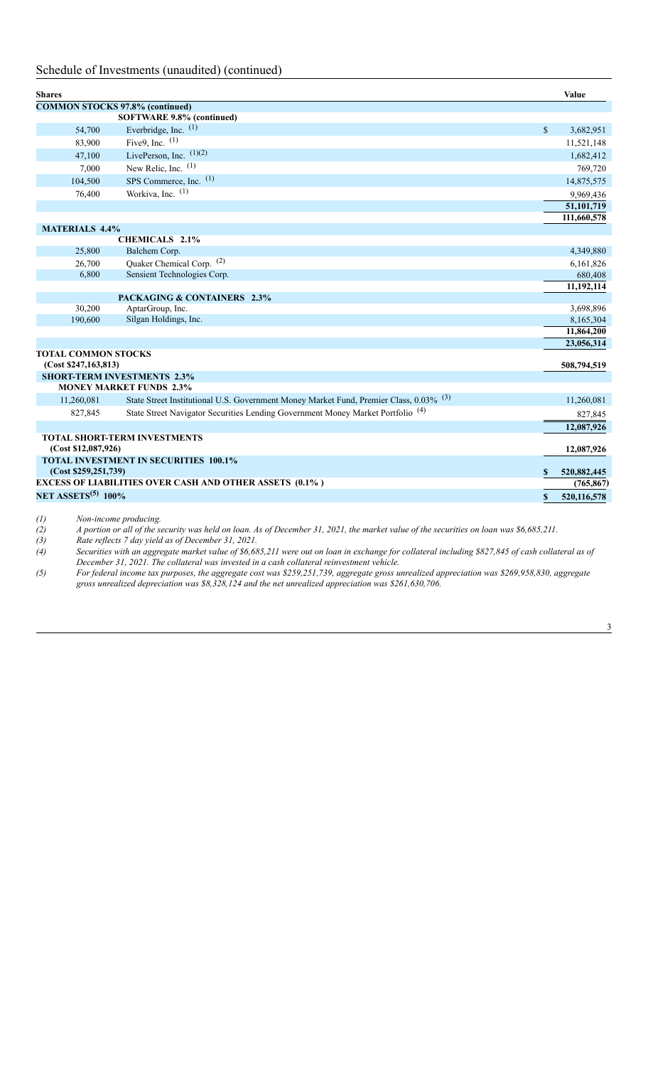## Schedule of Investments (unaudited) (continued)

| Shares | | Value |
|---|---|---|
| **COMMON STOCKS 97.8% (continued)** | | |
| | **SOFTWARE 9.8% (continued)** | |
| 54,700 | Everbridge, Inc. [1] | $ 3,682,951 |
| 83,900 | Five9, Inc. [1] | 11,521,148 |
| 47,100 | LivePerson, Inc. [1][2] | 1,682,412 |
| 7,000 | New Relic, Inc. [1] | 769,720 |
| 104,500 | SPS Commerce, Inc. [1] | 14,875,575 |
| 76,400 | Workiva, Inc. [1] | 9,969,436 |
| | | 51,101,719 |
| | | 111,660,578 |
| **MATERIALS 4.4%** | | |
| | **CHEMICALS 2.1%** | |
| 25,800 | Balchem Corp. | 4,349,880 |
| 26,700 | Quaker Chemical Corp. [2] | 6,161,826 |
| 6,800 | Sensient Technologies Corp. | 680,408 |
| | | 11,192,114 |
| | **PACKAGING & CONTAINERS 2.3%** | |
| 30,200 | AptarGroup, Inc. | 3,698,896 |
| 190,600 | Silgan Holdings, Inc. | 8,165,304 |
| | | 11,864,200 |
| | | 23,056,314 |
| **TOTAL COMMON STOCKS (Cost $247,163,813)** | | **508,794,519** |
| **SHORT-TERM INVESTMENTS 2.3%** | | |
| **MONEY MARKET FUNDS 2.3%** | | |
| 11,260,081 | State Street Institutional U.S. Government Money Market Fund, Premier Class, 0.03% [3] | 11,260,081 |
| 827,845 | State Street Navigator Securities Lending Government Money Market Portfolio [4] | 827,845 |
| | | 12,087,926 |
| **TOTAL SHORT-TERM INVESTMENTS (Cost $12,087,926)** | | **12,087,926** |
| **TOTAL INVESTMENT IN SECURITIES 100.1% (Cost $259,251,739)** | | **$ 520,882,445** |
| **EXCESS OF LIABILITIES OVER CASH AND OTHER ASSETS (0.1%)** | | **(765,867)** |
| **NET ASSETS[5] 100%** | | **$ 520,116,578** |

*(1) Non-income producing.*

*(2) A portion or all of the security was held on loan. As of December 31, 2021, the market value of the securities on loan was $6,685,211.*

*(3) Rate reflects 7 day yield as of December 31, 2021.*

*(4) Securities with an aggregate market value of $6,685,211 were out on loan in exchange for collateral including $827,845 of cash collateral as of December 31, 2021. The collateral was invested in a cash collateral reinvestment vehicle.*

*(5) For federal income tax purposes, the aggregate cost was $259,251,739, aggregate gross unrealized appreciation was $269,958,830, aggregate gross unrealized depreciation was $8,328,124 and the net unrealized appreciation was $261,630,706.*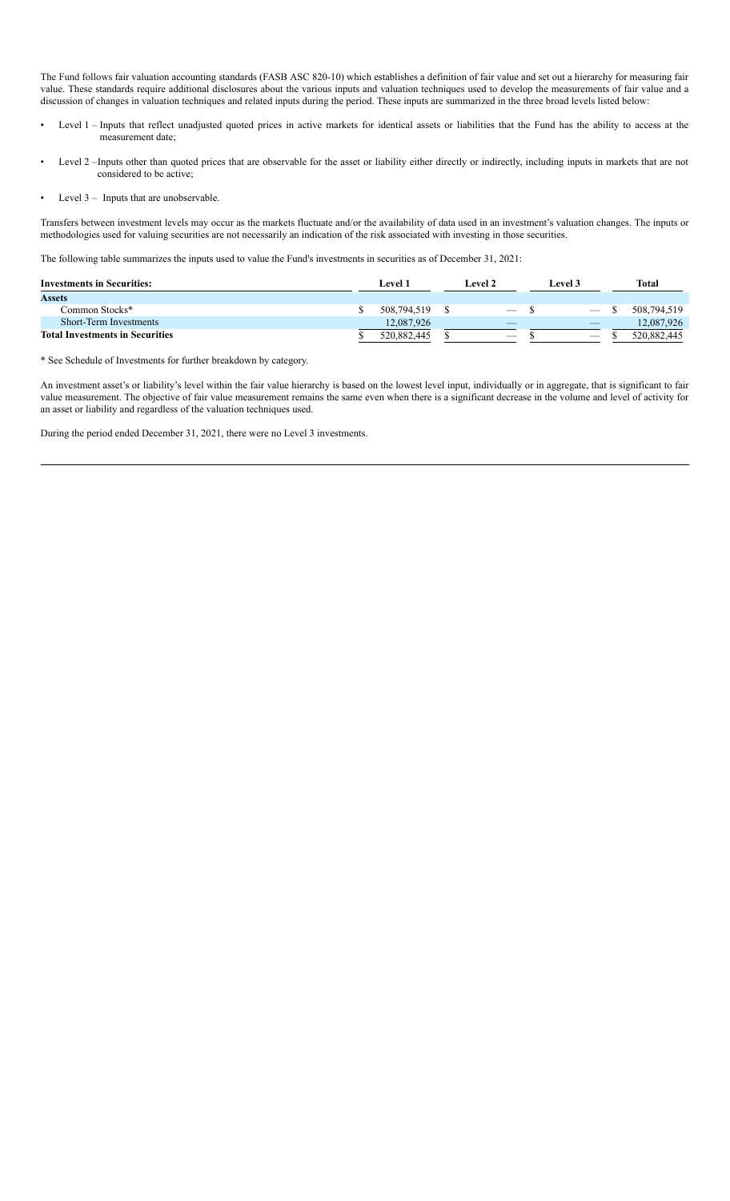The Fund follows fair valuation accounting standards (FASB ASC 820-10) which establishes a definition of fair value and set out a hierarchy for measuring fair value. These standards require additional disclosures about the various inputs and valuation techniques used to develop the measurements of fair value and a discussion of changes in valuation techniques and related inputs during the period. These inputs are summarized in the three broad levels listed below:

- Level 1 – Inputs that reflect unadjusted quoted prices in active markets for identical assets or liabilities that the Fund has the ability to access at the measurement date;
- Level 2 –Inputs other than quoted prices that are observable for the asset or liability either directly or indirectly, including inputs in markets that are not considered to be active;
- Level 3 – Inputs that are unobservable.

Transfers between investment levels may occur as the markets fluctuate and/or the availability of data used in an investment's valuation changes. The inputs or methodologies used for valuing securities are not necessarily an indication of the risk associated with investing in those securities.

The following table summarizes the inputs used to value the Fund's investments in securities as of December 31, 2021:

| **Investments in Securities:** | **Level 1** | **Level 2** | **Level 3** | **Total** |
|---|---|---|---|---|
| **Assets** | | | | |
| Common Stocks* | $ 508,794,519 | $ — | $ — | $ 508,794,519 |
| Short-Term Investments | 12,087,926 | — | — | 12,087,926 |
| **Total Investments in Securities** | $ 520,882,445 | $ — | $ — | $ 520,882,445 |

\* See Schedule of Investments for further breakdown by category.

An investment asset's or liability's level within the fair value hierarchy is based on the lowest level input, individually or in aggregate, that is significant to fair value measurement. The objective of fair value measurement remains the same even when there is a significant decrease in the volume and level of activity for an asset or liability and regardless of the valuation techniques used.

During the period ended December 31, 2021, there were no Level 3 investments.